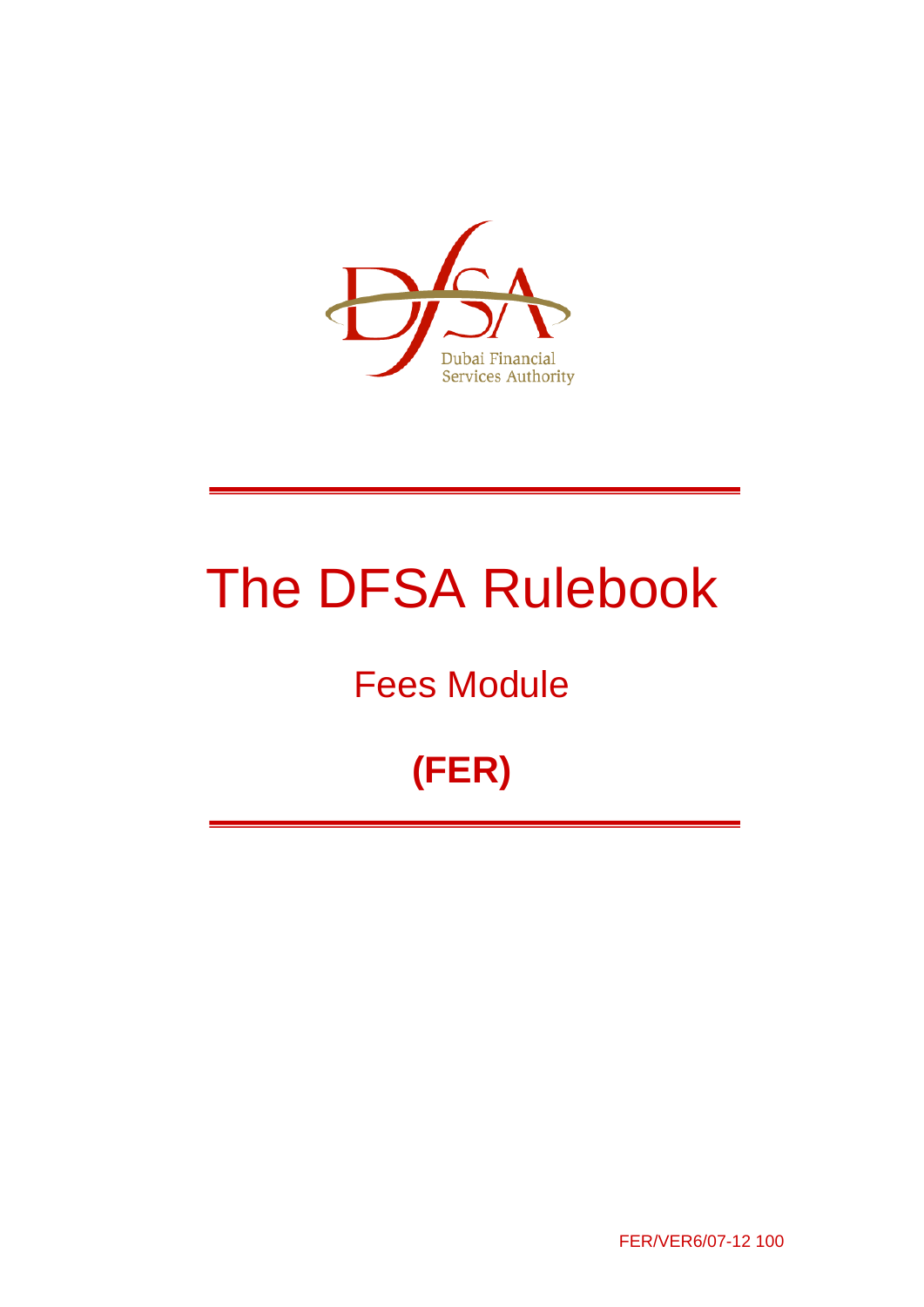Dubai Financial Services Authority

# The DFSA Rulebook

## Fees Module

## (FER)

FER/VER6/07-12 100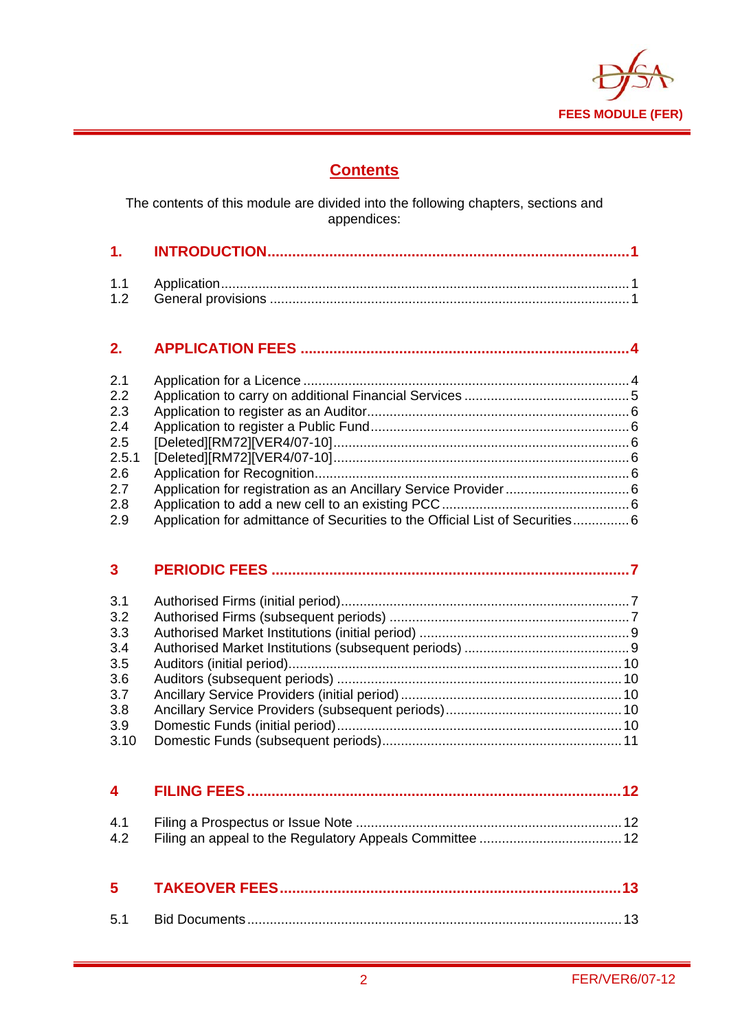# Contents

The contents of this module are divided into the following chapters, sections and appendices:

| | | |
|---|---|---|
| **1.** | **INTRODUCTION** | **1** |
| 1.1 | Application | 1 |
| 1.2 | General provisions | 1 |
| **2.** | **APPLICATION FEES** | **4** |
| 2.1 | Application for a Licence | 4 |
| 2.2 | Application to carry on additional Financial Services | 5 |
| 2.3 | Application to register as an Auditor | 6 |
| 2.4 | Application to register a Public Fund | 6 |
| 2.5 | [Deleted][RM72][VER4/07-10] | 6 |
| 2.5.1 | [Deleted][RM72][VER4/07-10] | 6 |
| 2.6 | Application for Recognition | 6 |
| 2.7 | Application for registration as an Ancillary Service Provider | 6 |
| 2.8 | Application to add a new cell to an existing PCC | 6 |
| 2.9 | Application for admittance of Securities to the Official List of Securities | 6 |
| **3** | **PERIODIC FEES** | **7** |
| 3.1 | Authorised Firms (initial period) | 7 |
| 3.2 | Authorised Firms (subsequent periods) | 7 |
| 3.3 | Authorised Market Institutions (initial period) | 9 |
| 3.4 | Authorised Market Institutions (subsequent periods) | 9 |
| 3.5 | Auditors (initial period) | 10 |
| 3.6 | Auditors (subsequent periods) | 10 |
| 3.7 | Ancillary Service Providers (initial period) | 10 |
| 3.8 | Ancillary Service Providers (subsequent periods) | 10 |
| 3.9 | Domestic Funds (initial period) | 10 |
| 3.10 | Domestic Funds (subsequent periods) | 11 |
| **4** | **FILING FEES** | **12** |
| 4.1 | Filing a Prospectus or Issue Note | 12 |
| 4.2 | Filing an appeal to the Regulatory Appeals Committee | 12 |
| **5** | **TAKEOVER FEES** | **13** |
| 5.1 | Bid Documents | 13 |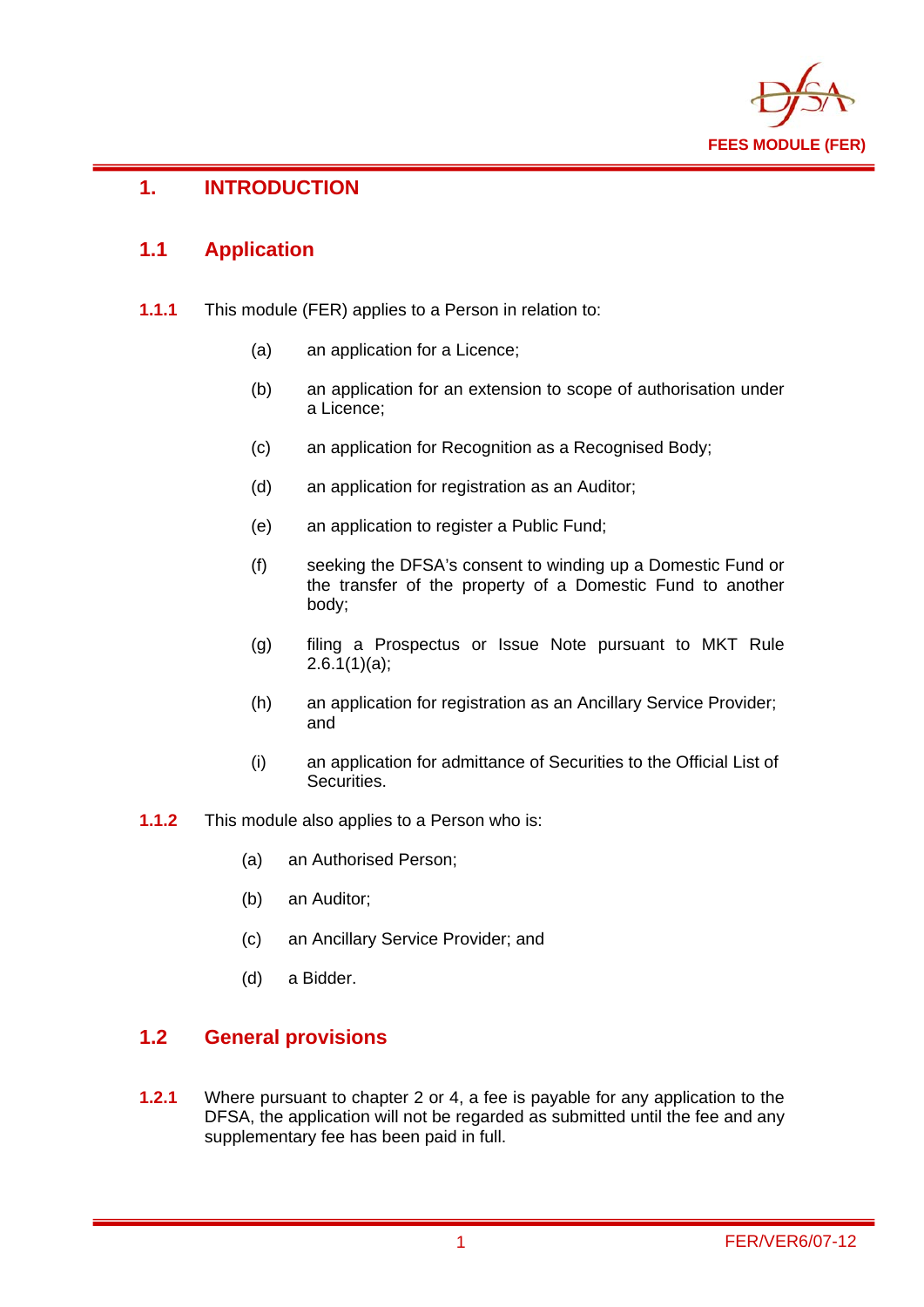# 1. INTRODUCTION

## 1.1 Application

**1.1.1** This module (FER) applies to a Person in relation to:

(a) an application for a Licence;

(b) an application for an extension to scope of authorisation under a Licence;

(c) an application for Recognition as a Recognised Body;

(d) an application for registration as an Auditor;

(e) an application to register a Public Fund;

(f) seeking the DFSA's consent to winding up a Domestic Fund or the transfer of the property of a Domestic Fund to another body;

(g) filing a Prospectus or Issue Note pursuant to MKT Rule 2.6.1(1)(a);

(h) an application for registration as an Ancillary Service Provider; and

(i) an application for admittance of Securities to the Official List of Securities.

**1.1.2** This module also applies to a Person who is:

(a) an Authorised Person;

(b) an Auditor;

(c) an Ancillary Service Provider; and

(d) a Bidder.

## 1.2 General provisions

**1.2.1** Where pursuant to chapter 2 or 4, a fee is payable for any application to the DFSA, the application will not be regarded as submitted until the fee and any supplementary fee has been paid in full.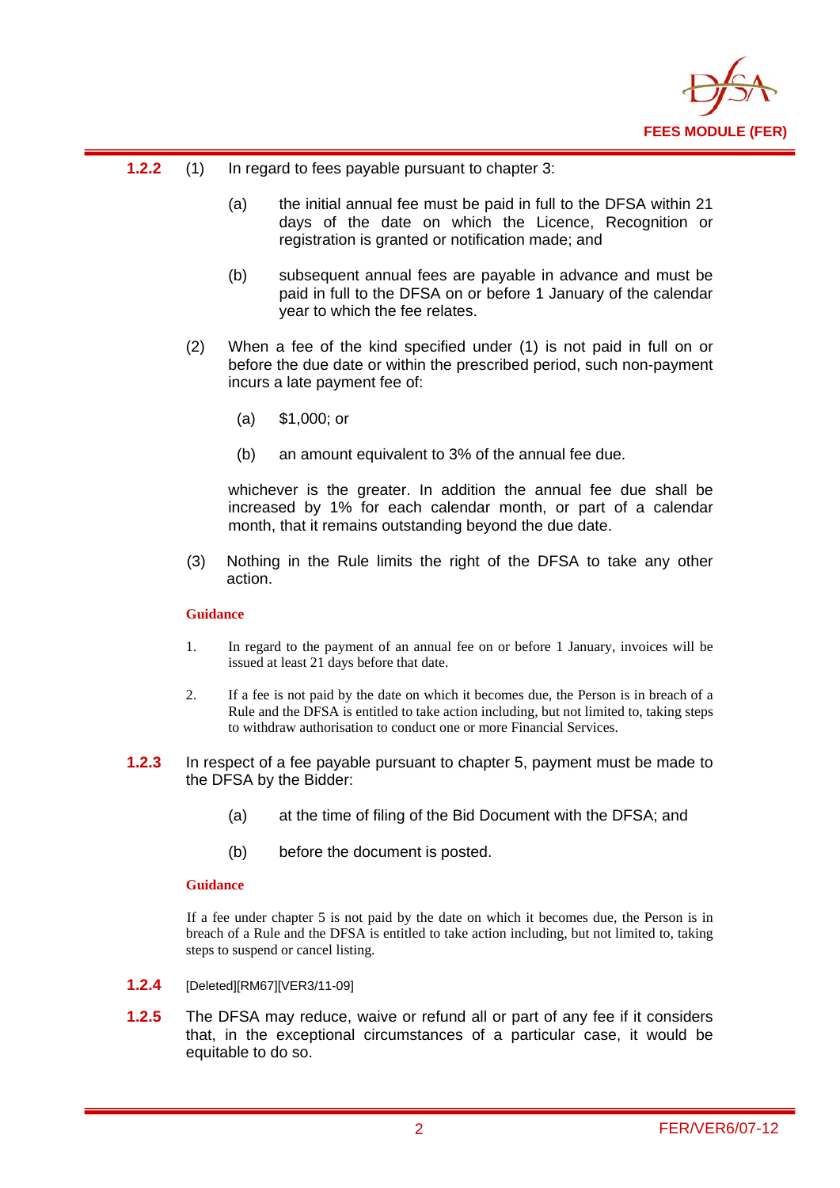**1.2.2** (1) In regard to fees payable pursuant to chapter 3:

(a) the initial annual fee must be paid in full to the DFSA within 21 days of the date on which the Licence, Recognition or registration is granted or notification made; and

(b) subsequent annual fees are payable in advance and must be paid in full to the DFSA on or before 1 January of the calendar year to which the fee relates.

(2) When a fee of the kind specified under (1) is not paid in full on or before the due date or within the prescribed period, such non-payment incurs a late payment fee of:

(a) $1,000; or

(b) an amount equivalent to 3% of the annual fee due.

whichever is the greater. In addition the annual fee due shall be increased by 1% for each calendar month, or part of a calendar month, that it remains outstanding beyond the due date.

(3) Nothing in the Rule limits the right of the DFSA to take any other action.

**Guidance**

1. In regard to the payment of an annual fee on or before 1 January, invoices will be issued at least 21 days before that date.

2. If a fee is not paid by the date on which it becomes due, the Person is in breach of a Rule and the DFSA is entitled to take action including, but not limited to, taking steps to withdraw authorisation to conduct one or more Financial Services.

**1.2.3** In respect of a fee payable pursuant to chapter 5, payment must be made to the DFSA by the Bidder:

(a) at the time of filing of the Bid Document with the DFSA; and

(b) before the document is posted.

**Guidance**

If a fee under chapter 5 is not paid by the date on which it becomes due, the Person is in breach of a Rule and the DFSA is entitled to take action including, but not limited to, taking steps to suspend or cancel listing.

**1.2.4** [Deleted][RM67][VER3/11-09]

**1.2.5** The DFSA may reduce, waive or refund all or part of any fee if it considers that, in the exceptional circumstances of a particular case, it would be equitable to do so.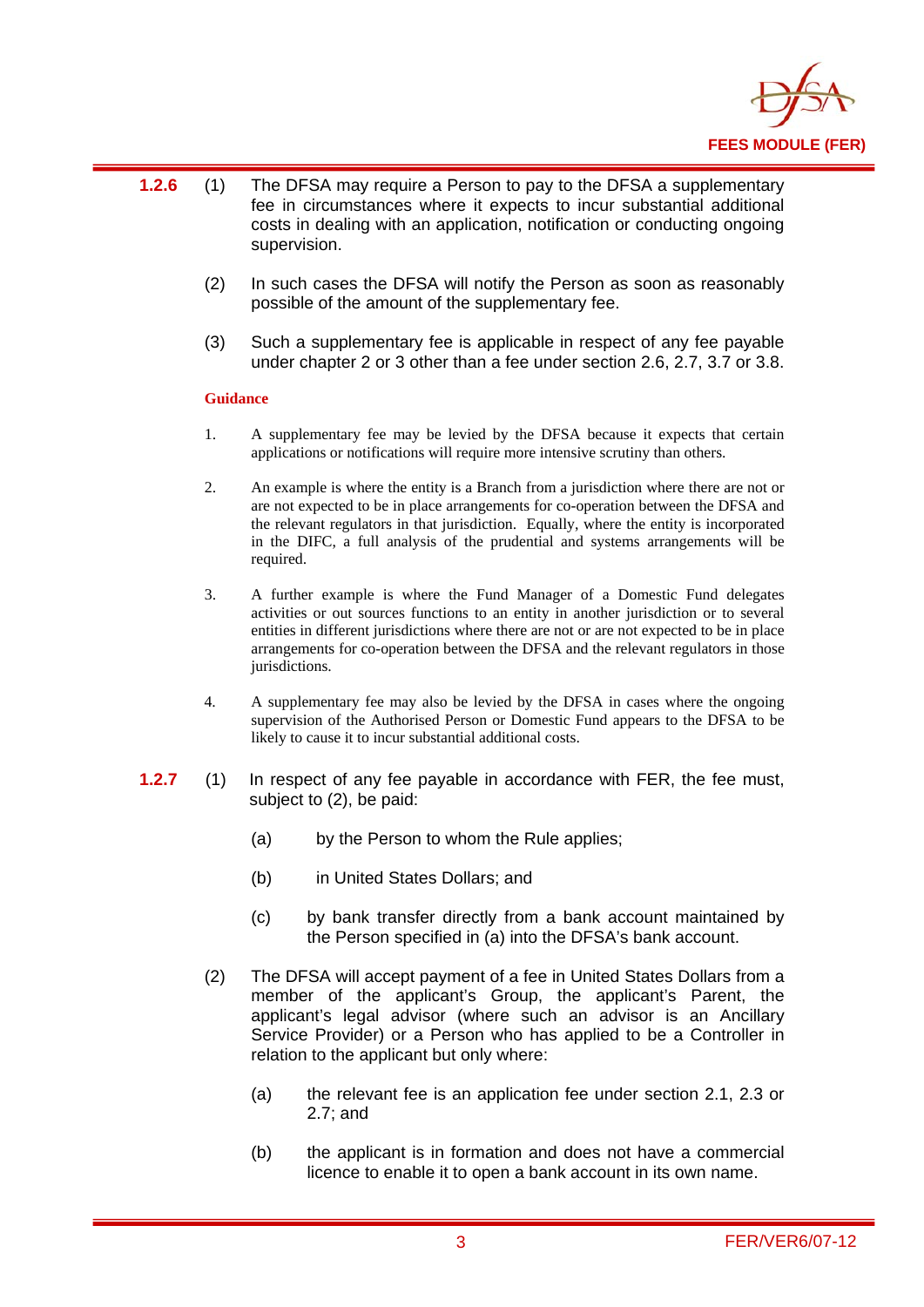**1.2.6** (1) The DFSA may require a Person to pay to the DFSA a supplementary fee in circumstances where it expects to incur substantial additional costs in dealing with an application, notification or conducting ongoing supervision.

(2) In such cases the DFSA will notify the Person as soon as reasonably possible of the amount of the supplementary fee.

(3) Such a supplementary fee is applicable in respect of any fee payable under chapter 2 or 3 other than a fee under section 2.6, 2.7, 3.7 or 3.8.

**Guidance**

1. A supplementary fee may be levied by the DFSA because it expects that certain applications or notifications will require more intensive scrutiny than others.

2. An example is where the entity is a Branch from a jurisdiction where there are not or are not expected to be in place arrangements for co-operation between the DFSA and the relevant regulators in that jurisdiction. Equally, where the entity is incorporated in the DIFC, a full analysis of the prudential and systems arrangements will be required.

3. A further example is where the Fund Manager of a Domestic Fund delegates activities or out sources functions to an entity in another jurisdiction or to several entities in different jurisdictions where there are not or are not expected to be in place arrangements for co-operation between the DFSA and the relevant regulators in those jurisdictions.

4. A supplementary fee may also be levied by the DFSA in cases where the ongoing supervision of the Authorised Person or Domestic Fund appears to the DFSA to be likely to cause it to incur substantial additional costs.

**1.2.7** (1) In respect of any fee payable in accordance with FER, the fee must, subject to (2), be paid:

(a) by the Person to whom the Rule applies;

(b) in United States Dollars; and

(c) by bank transfer directly from a bank account maintained by the Person specified in (a) into the DFSA's bank account.

(2) The DFSA will accept payment of a fee in United States Dollars from a member of the applicant's Group, the applicant's Parent, the applicant's legal advisor (where such an advisor is an Ancillary Service Provider) or a Person who has applied to be a Controller in relation to the applicant but only where:

(a) the relevant fee is an application fee under section 2.1, 2.3 or 2.7; and

(b) the applicant is in formation and does not have a commercial licence to enable it to open a bank account in its own name.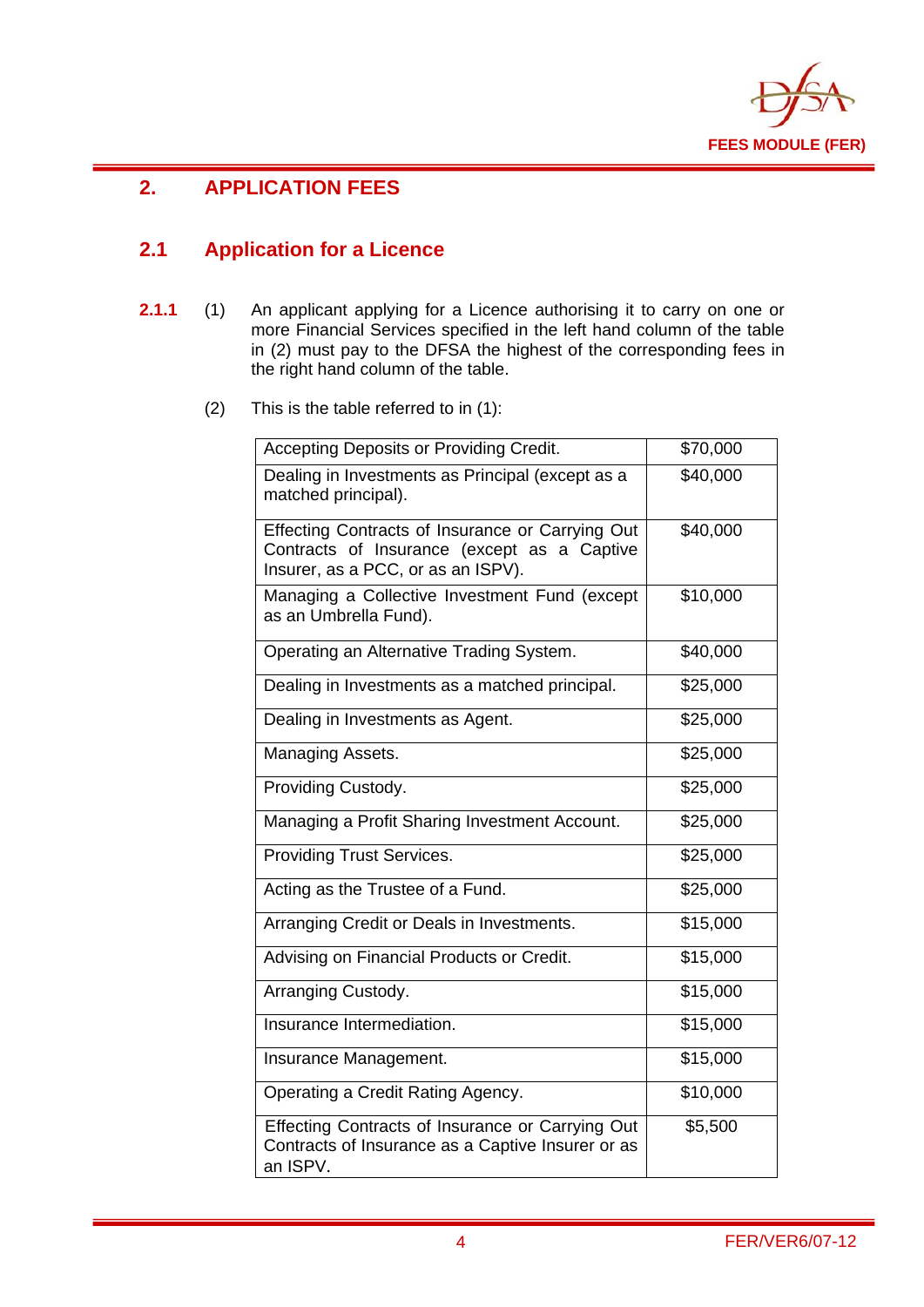## 2. APPLICATION FEES

### 2.1 Application for a Licence

**2.1.1** (1) An applicant applying for a Licence authorising it to carry on one or more Financial Services specified in the left hand column of the table in (2) must pay to the DFSA the highest of the corresponding fees in the right hand column of the table.

(2) This is the table referred to in (1):

| | |
|---|---|
| Accepting Deposits or Providing Credit. | $70,000 |
| Dealing in Investments as Principal (except as a matched principal). | $40,000 |
| Effecting Contracts of Insurance or Carrying Out Contracts of Insurance (except as a Captive Insurer, as a PCC, or as an ISPV). | $40,000 |
| Managing a Collective Investment Fund (except as an Umbrella Fund). | $10,000 |
| Operating an Alternative Trading System. | $40,000 |
| Dealing in Investments as a matched principal. | $25,000 |
| Dealing in Investments as Agent. | $25,000 |
| Managing Assets. | $25,000 |
| Providing Custody. | $25,000 |
| Managing a Profit Sharing Investment Account. | $25,000 |
| Providing Trust Services. | $25,000 |
| Acting as the Trustee of a Fund. | $25,000 |
| Arranging Credit or Deals in Investments. | $15,000 |
| Advising on Financial Products or Credit. | $15,000 |
| Arranging Custody. | $15,000 |
| Insurance Intermediation. | $15,000 |
| Insurance Management. | $15,000 |
| Operating a Credit Rating Agency. | $10,000 |
| Effecting Contracts of Insurance or Carrying Out Contracts of Insurance as a Captive Insurer or as an ISPV. | $5,500 |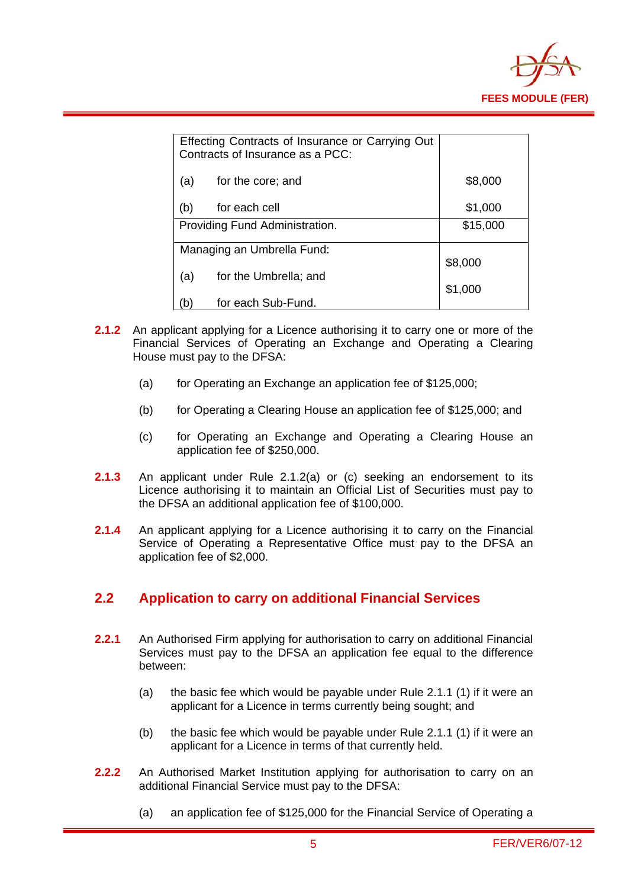| Effecting Contracts of Insurance or Carrying Out Contracts of Insurance as a PCC: | |
|---|---|
| (a) for the core; and | $8,000 |
| (b) for each cell | $1,000 |
| Providing Fund Administration. | $15,000 |
| Managing an Umbrella Fund: | |
| (a) for the Umbrella; and | $8,000 |
| (b) for each Sub-Fund. | $1,000 |

**2.1.2** An applicant applying for a Licence authorising it to carry one or more of the Financial Services of Operating an Exchange and Operating a Clearing House must pay to the DFSA:

(a) for Operating an Exchange an application fee of $125,000;

(b) for Operating a Clearing House an application fee of $125,000; and

(c) for Operating an Exchange and Operating a Clearing House an application fee of $250,000.

**2.1.3** An applicant under Rule 2.1.2(a) or (c) seeking an endorsement to its Licence authorising it to maintain an Official List of Securities must pay to the DFSA an additional application fee of $100,000.

**2.1.4** An applicant applying for a Licence authorising it to carry on the Financial Service of Operating a Representative Office must pay to the DFSA an application fee of $2,000.

## 2.2 Application to carry on additional Financial Services

**2.2.1** An Authorised Firm applying for authorisation to carry on additional Financial Services must pay to the DFSA an application fee equal to the difference between:

(a) the basic fee which would be payable under Rule 2.1.1 (1) if it were an applicant for a Licence in terms currently being sought; and

(b) the basic fee which would be payable under Rule 2.1.1 (1) if it were an applicant for a Licence in terms of that currently held.

**2.2.2** An Authorised Market Institution applying for authorisation to carry on an additional Financial Service must pay to the DFSA:

(a) an application fee of $125,000 for the Financial Service of Operating a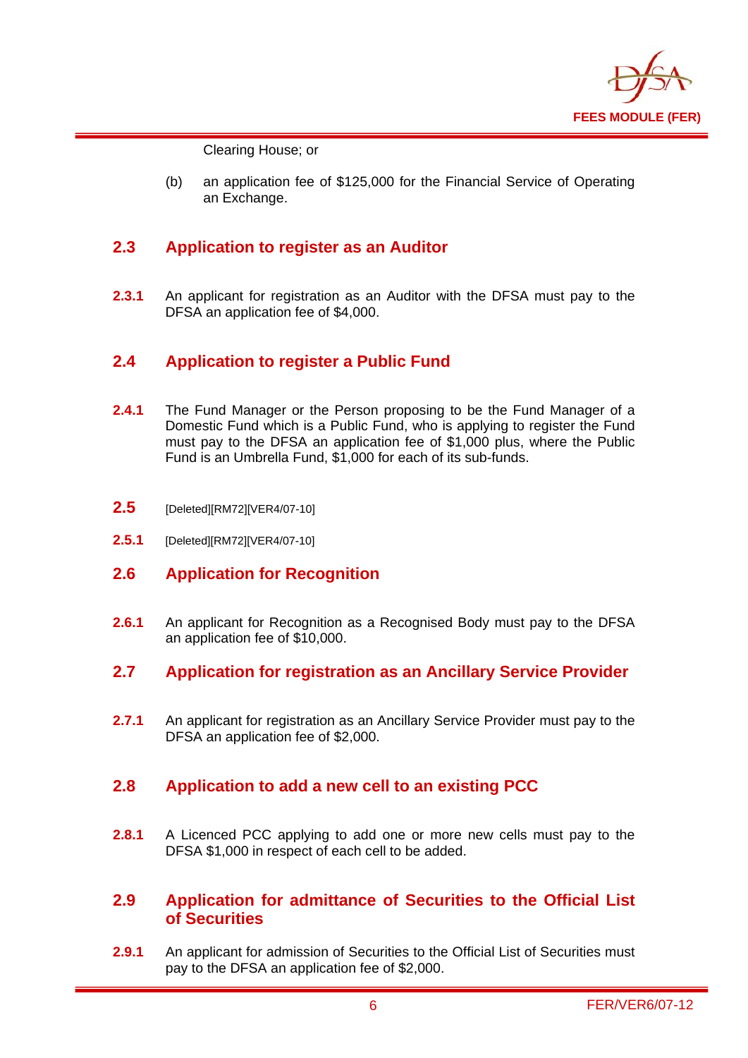Clearing House; or

(b) an application fee of $125,000 for the Financial Service of Operating an Exchange.

## 2.3 Application to register as an Auditor

**2.3.1** An applicant for registration as an Auditor with the DFSA must pay to the DFSA an application fee of $4,000.

## 2.4 Application to register a Public Fund

**2.4.1** The Fund Manager or the Person proposing to be the Fund Manager of a Domestic Fund which is a Public Fund, who is applying to register the Fund must pay to the DFSA an application fee of $1,000 plus, where the Public Fund is an Umbrella Fund, $1,000 for each of its sub-funds.

## 2.5 [Deleted][RM72][VER4/07-10]

**2.5.1** [Deleted][RM72][VER4/07-10]

## 2.6 Application for Recognition

**2.6.1** An applicant for Recognition as a Recognised Body must pay to the DFSA an application fee of $10,000.

## 2.7 Application for registration as an Ancillary Service Provider

**2.7.1** An applicant for registration as an Ancillary Service Provider must pay to the DFSA an application fee of $2,000.

## 2.8 Application to add a new cell to an existing PCC

**2.8.1** A Licenced PCC applying to add one or more new cells must pay to the DFSA $1,000 in respect of each cell to be added.

## 2.9 Application for admittance of Securities to the Official List of Securities

**2.9.1** An applicant for admission of Securities to the Official List of Securities must pay to the DFSA an application fee of $2,000.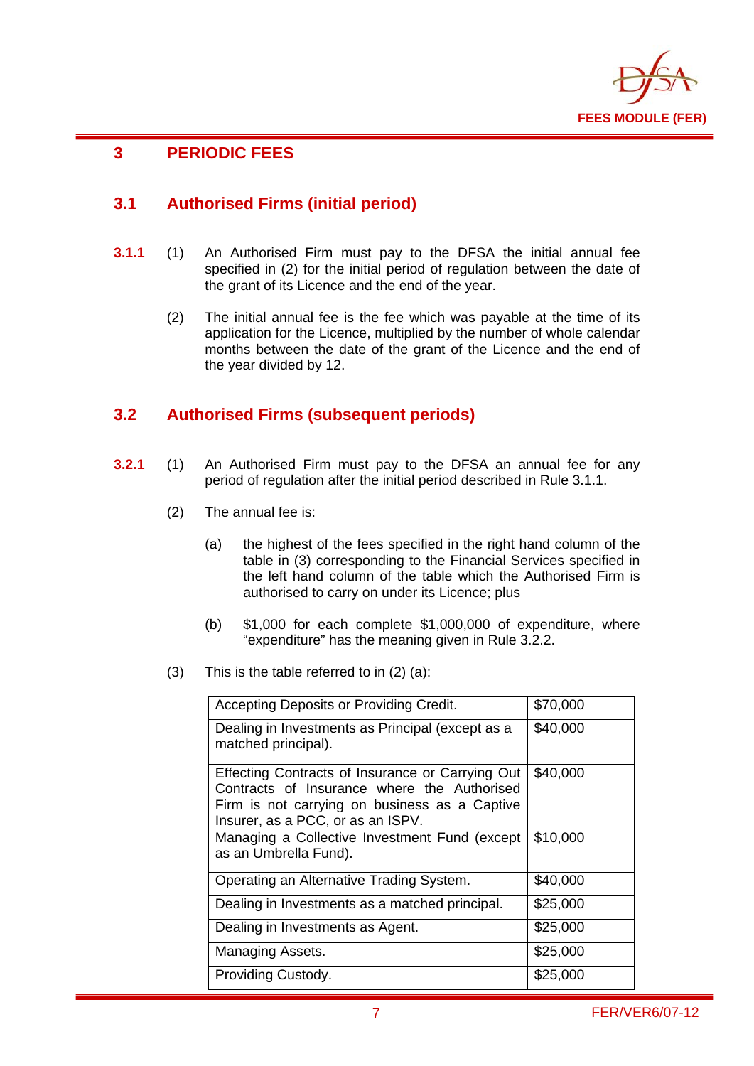# 3 PERIODIC FEES

## 3.1 Authorised Firms (initial period)

**3.1.1** (1) An Authorised Firm must pay to the DFSA the initial annual fee specified in (2) for the initial period of regulation between the date of the grant of its Licence and the end of the year.

(2) The initial annual fee is the fee which was payable at the time of its application for the Licence, multiplied by the number of whole calendar months between the date of the grant of the Licence and the end of the year divided by 12.

## 3.2 Authorised Firms (subsequent periods)

**3.2.1** (1) An Authorised Firm must pay to the DFSA an annual fee for any period of regulation after the initial period described in Rule 3.1.1.

(2) The annual fee is:

(a) the highest of the fees specified in the right hand column of the table in (3) corresponding to the Financial Services specified in the left hand column of the table which the Authorised Firm is authorised to carry on under its Licence; plus

(b) $1,000 for each complete $1,000,000 of expenditure, where "expenditure" has the meaning given in Rule 3.2.2.

(3) This is the table referred to in (2) (a):

| | |
|---|---|
| Accepting Deposits or Providing Credit. | $70,000 |
| Dealing in Investments as Principal (except as a matched principal). | $40,000 |
| Effecting Contracts of Insurance or Carrying Out Contracts of Insurance where the Authorised Firm is not carrying on business as a Captive Insurer, as a PCC, or as an ISPV. | $40,000 |
| Managing a Collective Investment Fund (except as an Umbrella Fund). | $10,000 |
| Operating an Alternative Trading System. | $40,000 |
| Dealing in Investments as a matched principal. | $25,000 |
| Dealing in Investments as Agent. | $25,000 |
| Managing Assets. | $25,000 |
| Providing Custody. | $25,000 |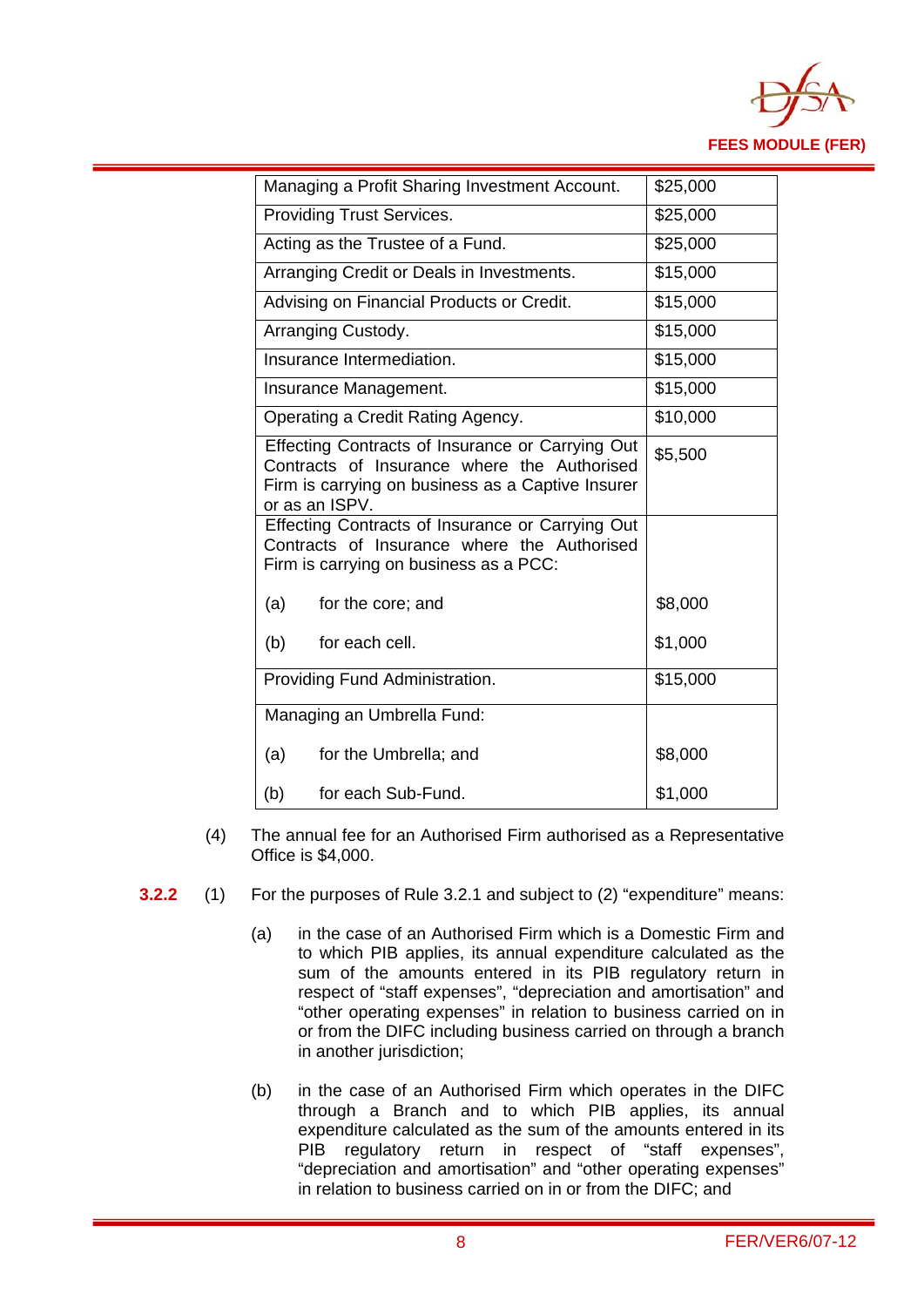| | |
|---|---|
| Managing a Profit Sharing Investment Account. | $25,000 |
| Providing Trust Services. | $25,000 |
| Acting as the Trustee of a Fund. | $25,000 |
| Arranging Credit or Deals in Investments. | $15,000 |
| Advising on Financial Products or Credit. | $15,000 |
| Arranging Custody. | $15,000 |
| Insurance Intermediation. | $15,000 |
| Insurance Management. | $15,000 |
| Operating a Credit Rating Agency. | $10,000 |
| Effecting Contracts of Insurance or Carrying Out Contracts of Insurance where the Authorised Firm is carrying on business as a Captive Insurer or as an ISPV. | $5,500 |
| Effecting Contracts of Insurance or Carrying Out Contracts of Insurance where the Authorised Firm is carrying on business as a PCC: | |
| (a) for the core; and | $8,000 |
| (b) for each cell. | $1,000 |
| Providing Fund Administration. | $15,000 |
| Managing an Umbrella Fund: | |
| (a) for the Umbrella; and | $8,000 |
| (b) for each Sub-Fund. | $1,000 |

(4) The annual fee for an Authorised Firm authorised as a Representative Office is $4,000.

**3.2.2** (1) For the purposes of Rule 3.2.1 and subject to (2) "expenditure" means:

(a) in the case of an Authorised Firm which is a Domestic Firm and to which PIB applies, its annual expenditure calculated as the sum of the amounts entered in its PIB regulatory return in respect of "staff expenses", "depreciation and amortisation" and "other operating expenses" in relation to business carried on in or from the DIFC including business carried on through a branch in another jurisdiction;

(b) in the case of an Authorised Firm which operates in the DIFC through a Branch and to which PIB applies, its annual expenditure calculated as the sum of the amounts entered in its PIB regulatory return in respect of "staff expenses", "depreciation and amortisation" and "other operating expenses" in relation to business carried on in or from the DIFC; and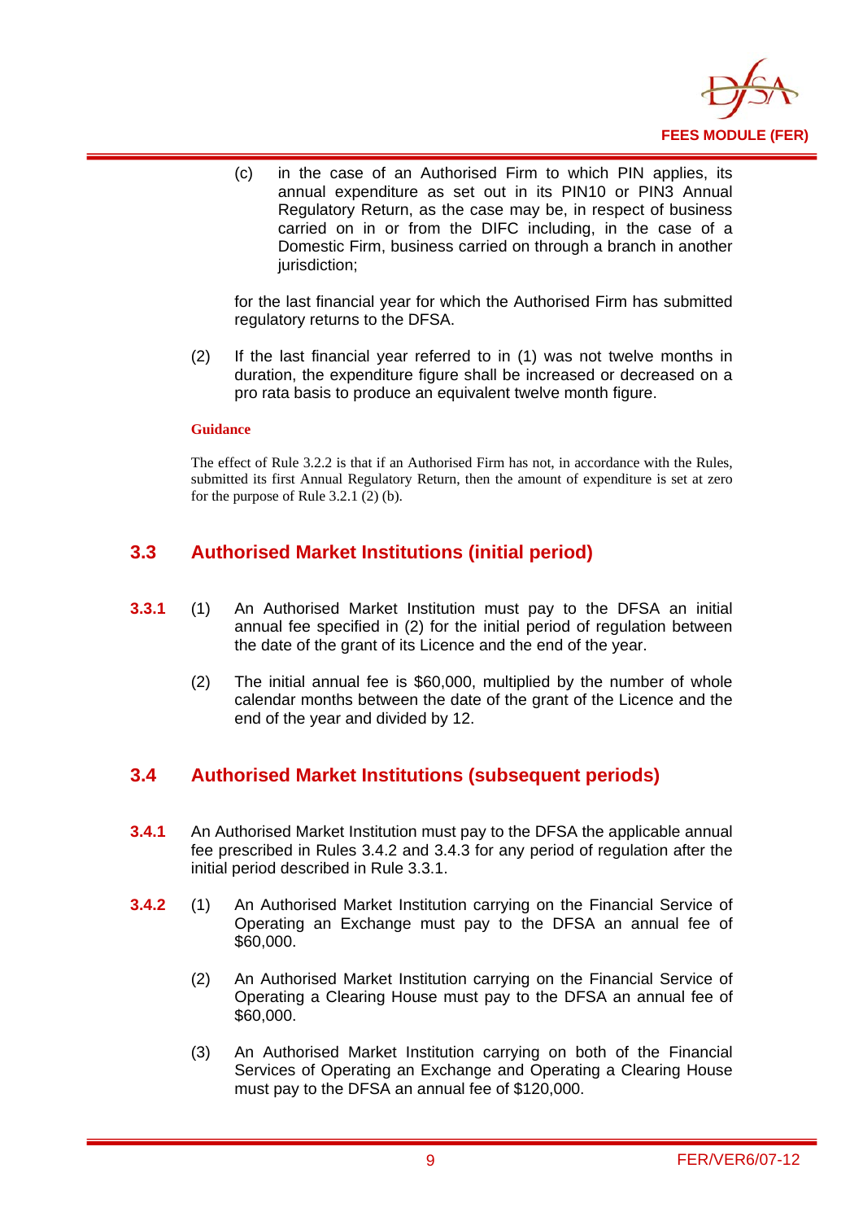(c) in the case of an Authorised Firm to which PIN applies, its annual expenditure as set out in its PIN10 or PIN3 Annual Regulatory Return, as the case may be, in respect of business carried on in or from the DIFC including, in the case of a Domestic Firm, business carried on through a branch in another jurisdiction;

for the last financial year for which the Authorised Firm has submitted regulatory returns to the DFSA.

(2) If the last financial year referred to in (1) was not twelve months in duration, the expenditure figure shall be increased or decreased on a pro rata basis to produce an equivalent twelve month figure.

**Guidance**

The effect of Rule 3.2.2 is that if an Authorised Firm has not, in accordance with the Rules, submitted its first Annual Regulatory Return, then the amount of expenditure is set at zero for the purpose of Rule 3.2.1 (2) (b).

## 3.3 Authorised Market Institutions (initial period)

**3.3.1** (1) An Authorised Market Institution must pay to the DFSA an initial annual fee specified in (2) for the initial period of regulation between the date of the grant of its Licence and the end of the year.

(2) The initial annual fee is $60,000, multiplied by the number of whole calendar months between the date of the grant of the Licence and the end of the year and divided by 12.

## 3.4 Authorised Market Institutions (subsequent periods)

**3.4.1** An Authorised Market Institution must pay to the DFSA the applicable annual fee prescribed in Rules 3.4.2 and 3.4.3 for any period of regulation after the initial period described in Rule 3.3.1.

**3.4.2** (1) An Authorised Market Institution carrying on the Financial Service of Operating an Exchange must pay to the DFSA an annual fee of $60,000.

(2) An Authorised Market Institution carrying on the Financial Service of Operating a Clearing House must pay to the DFSA an annual fee of $60,000.

(3) An Authorised Market Institution carrying on both of the Financial Services of Operating an Exchange and Operating a Clearing House must pay to the DFSA an annual fee of $120,000.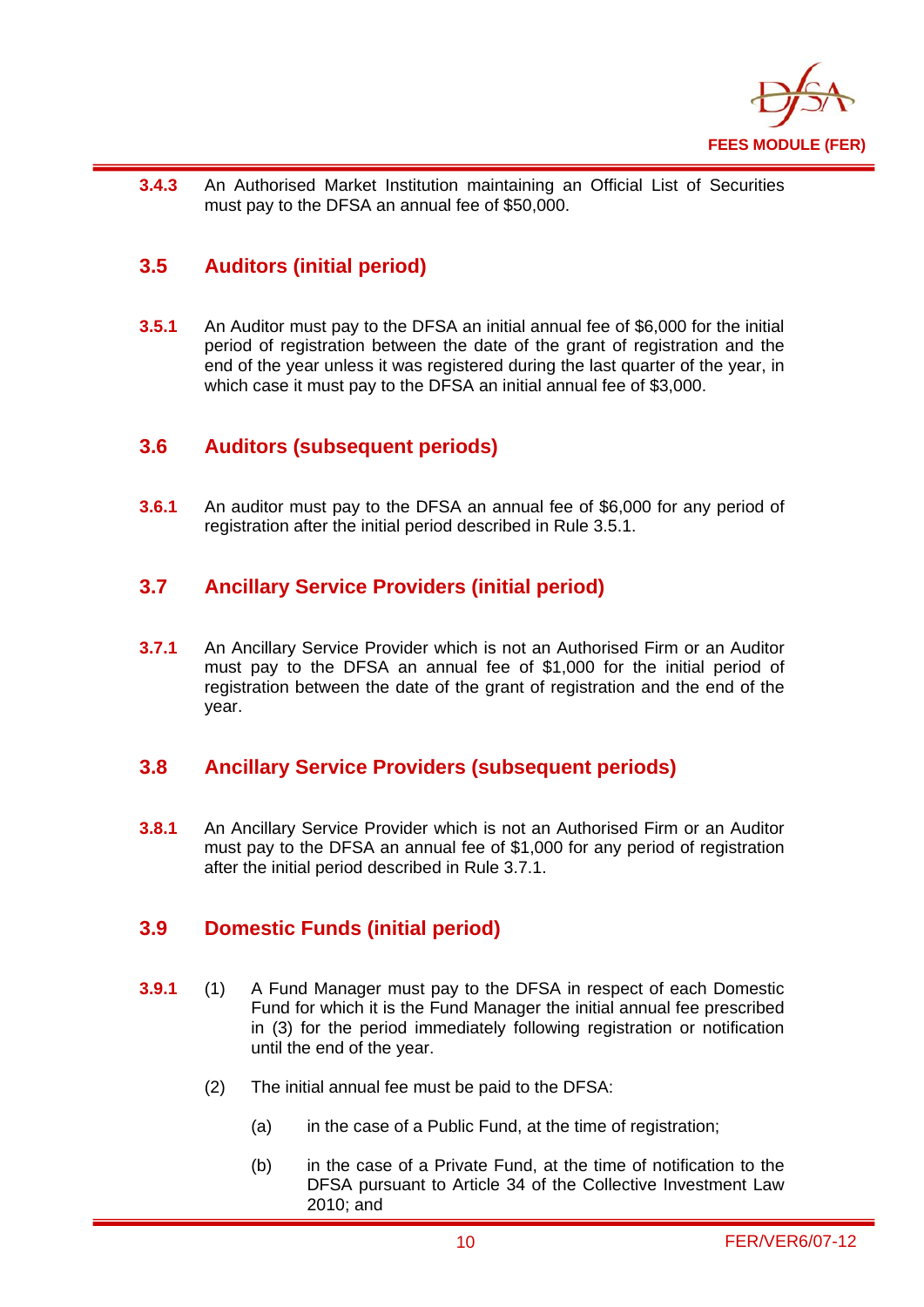**3.4.3** An Authorised Market Institution maintaining an Official List of Securities must pay to the DFSA an annual fee of $50,000.

## 3.5 Auditors (initial period)

**3.5.1** An Auditor must pay to the DFSA an initial annual fee of $6,000 for the initial period of registration between the date of the grant of registration and the end of the year unless it was registered during the last quarter of the year, in which case it must pay to the DFSA an initial annual fee of $3,000.

## 3.6 Auditors (subsequent periods)

**3.6.1** An auditor must pay to the DFSA an annual fee of $6,000 for any period of registration after the initial period described in Rule 3.5.1.

## 3.7 Ancillary Service Providers (initial period)

**3.7.1** An Ancillary Service Provider which is not an Authorised Firm or an Auditor must pay to the DFSA an annual fee of $1,000 for the initial period of registration between the date of the grant of registration and the end of the year.

## 3.8 Ancillary Service Providers (subsequent periods)

**3.8.1** An Ancillary Service Provider which is not an Authorised Firm or an Auditor must pay to the DFSA an annual fee of $1,000 for any period of registration after the initial period described in Rule 3.7.1.

## 3.9 Domestic Funds (initial period)

**3.9.1** (1) A Fund Manager must pay to the DFSA in respect of each Domestic Fund for which it is the Fund Manager the initial annual fee prescribed in (3) for the period immediately following registration or notification until the end of the year.

(2) The initial annual fee must be paid to the DFSA:

(a) in the case of a Public Fund, at the time of registration;

(b) in the case of a Private Fund, at the time of notification to the DFSA pursuant to Article 34 of the Collective Investment Law 2010; and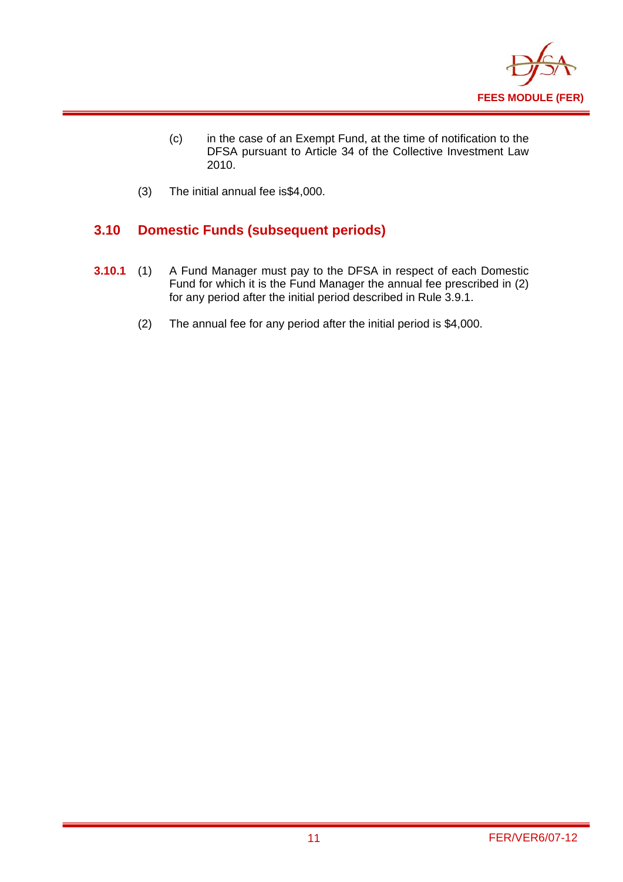(c) in the case of an Exempt Fund, at the time of notification to the DFSA pursuant to Article 34 of the Collective Investment Law 2010.

(3) The initial annual fee is$4,000.

## 3.10 Domestic Funds (subsequent periods)

**3.10.1** (1) A Fund Manager must pay to the DFSA in respect of each Domestic Fund for which it is the Fund Manager the annual fee prescribed in (2) for any period after the initial period described in Rule 3.9.1.

(2) The annual fee for any period after the initial period is $4,000.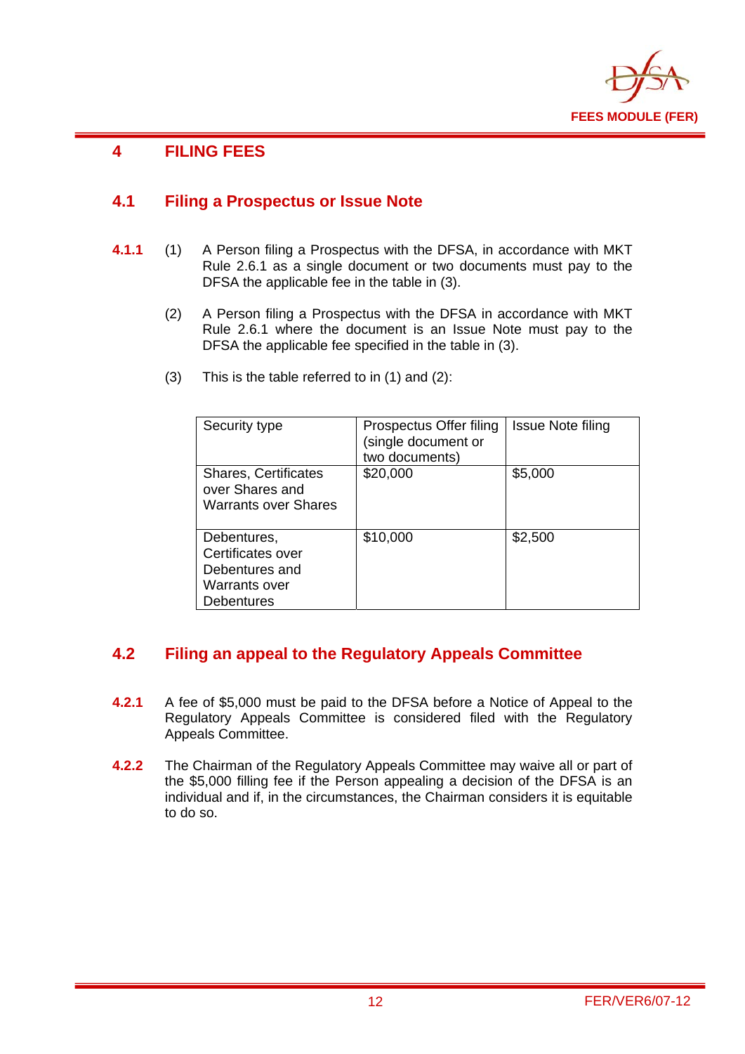# 4 FILING FEES

## 4.1 Filing a Prospectus or Issue Note

**4.1.1** (1) A Person filing a Prospectus with the DFSA, in accordance with MKT Rule 2.6.1 as a single document or two documents must pay to the DFSA the applicable fee in the table in (3).

(2) A Person filing a Prospectus with the DFSA in accordance with MKT Rule 2.6.1 where the document is an Issue Note must pay to the DFSA the applicable fee specified in the table in (3).

(3) This is the table referred to in (1) and (2):

| Security type | Prospectus Offer filing (single document or two documents) | Issue Note filing |
|---|---|---|
| Shares, Certificates over Shares and Warrants over Shares | $20,000 | $5,000 |
| Debentures, Certificates over Debentures and Warrants over Debentures | $10,000 | $2,500 |

## 4.2 Filing an appeal to the Regulatory Appeals Committee

**4.2.1** A fee of $5,000 must be paid to the DFSA before a Notice of Appeal to the Regulatory Appeals Committee is considered filed with the Regulatory Appeals Committee.

**4.2.2** The Chairman of the Regulatory Appeals Committee may waive all or part of the $5,000 filling fee if the Person appealing a decision of the DFSA is an individual and if, in the circumstances, the Chairman considers it is equitable to do so.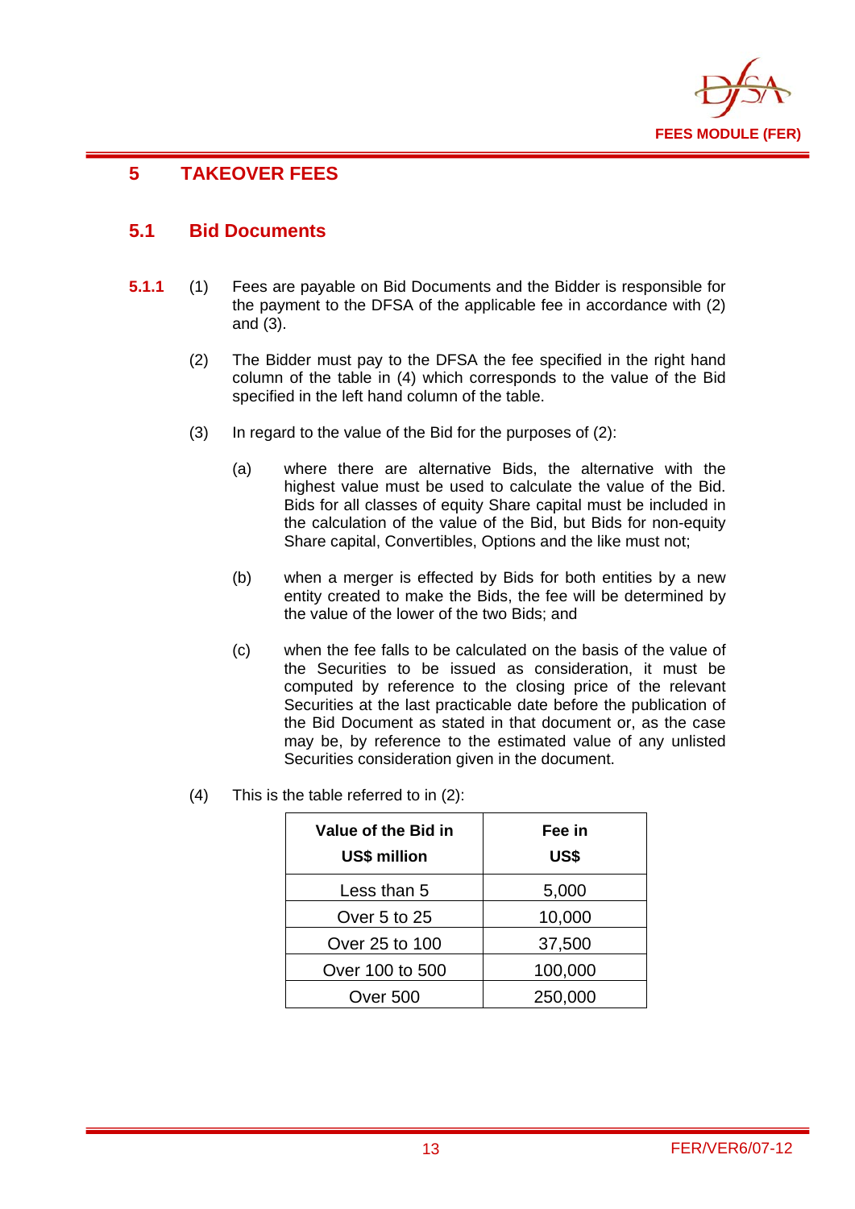# 5 TAKEOVER FEES

## 5.1 Bid Documents

**5.1.1** (1) Fees are payable on Bid Documents and the Bidder is responsible for the payment to the DFSA of the applicable fee in accordance with (2) and (3).

(2) The Bidder must pay to the DFSA the fee specified in the right hand column of the table in (4) which corresponds to the value of the Bid specified in the left hand column of the table.

(3) In regard to the value of the Bid for the purposes of (2):

(a) where there are alternative Bids, the alternative with the highest value must be used to calculate the value of the Bid. Bids for all classes of equity Share capital must be included in the calculation of the value of the Bid, but Bids for non-equity Share capital, Convertibles, Options and the like must not;

(b) when a merger is effected by Bids for both entities by a new entity created to make the Bids, the fee will be determined by the value of the lower of the two Bids; and

(c) when the fee falls to be calculated on the basis of the value of the Securities to be issued as consideration, it must be computed by reference to the closing price of the relevant Securities at the last practicable date before the publication of the Bid Document as stated in that document or, as the case may be, by reference to the estimated value of any unlisted Securities consideration given in the document.

(4) This is the table referred to in (2):

| Value of the Bid in US$ million | Fee in US$ |
|---|---|
| Less than 5 | 5,000 |
| Over 5 to 25 | 10,000 |
| Over 25 to 100 | 37,500 |
| Over 100 to 500 | 100,000 |
| Over 500 | 250,000 |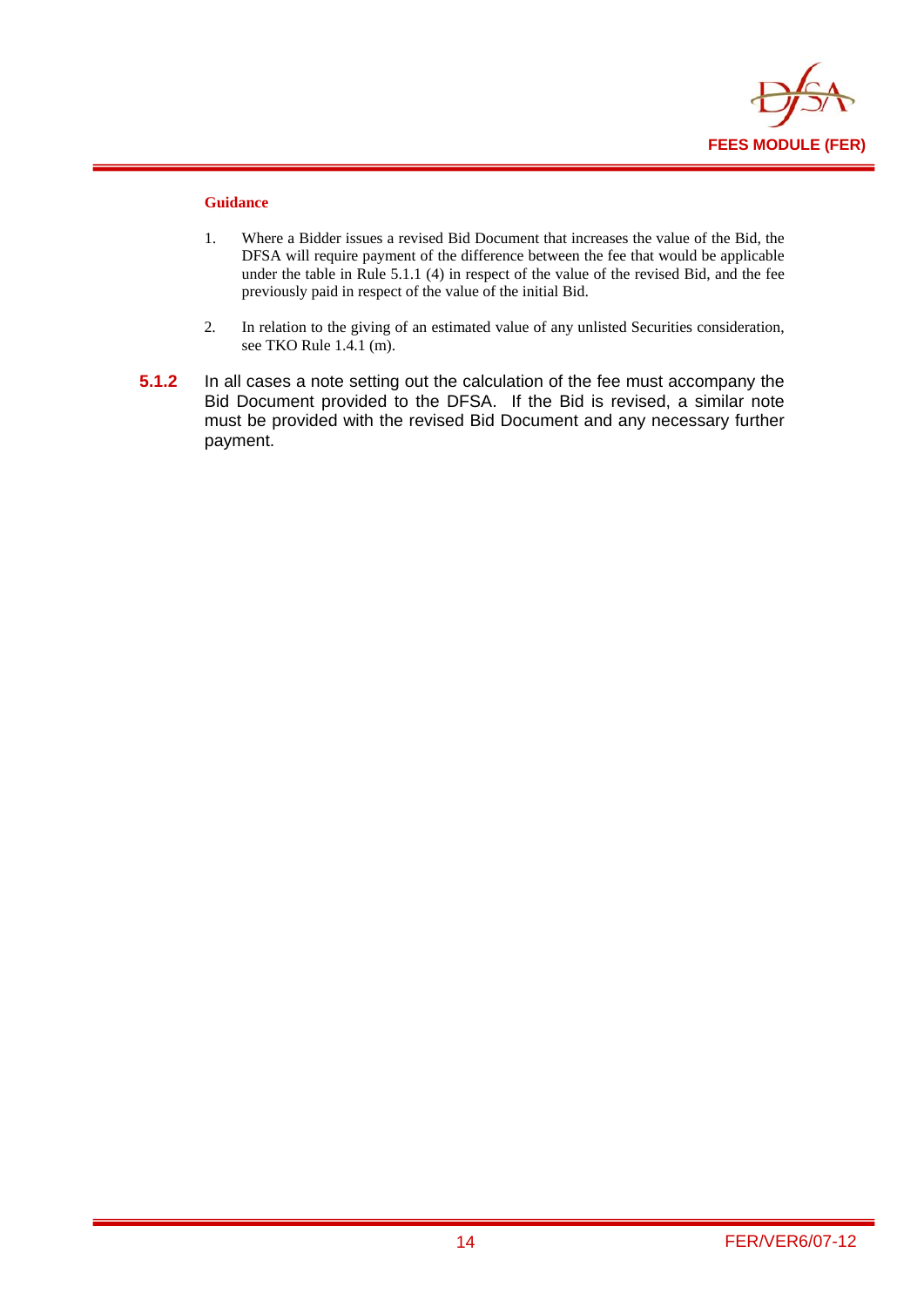#### Guidance

1. Where a Bidder issues a revised Bid Document that increases the value of the Bid, the DFSA will require payment of the difference between the fee that would be applicable under the table in Rule 5.1.1 (4) in respect of the value of the revised Bid, and the fee previously paid in respect of the value of the initial Bid.

2. In relation to the giving of an estimated value of any unlisted Securities consideration, see TKO Rule 1.4.1 (m).

**5.1.2** In all cases a note setting out the calculation of the fee must accompany the Bid Document provided to the DFSA. If the Bid is revised, a similar note must be provided with the revised Bid Document and any necessary further payment.